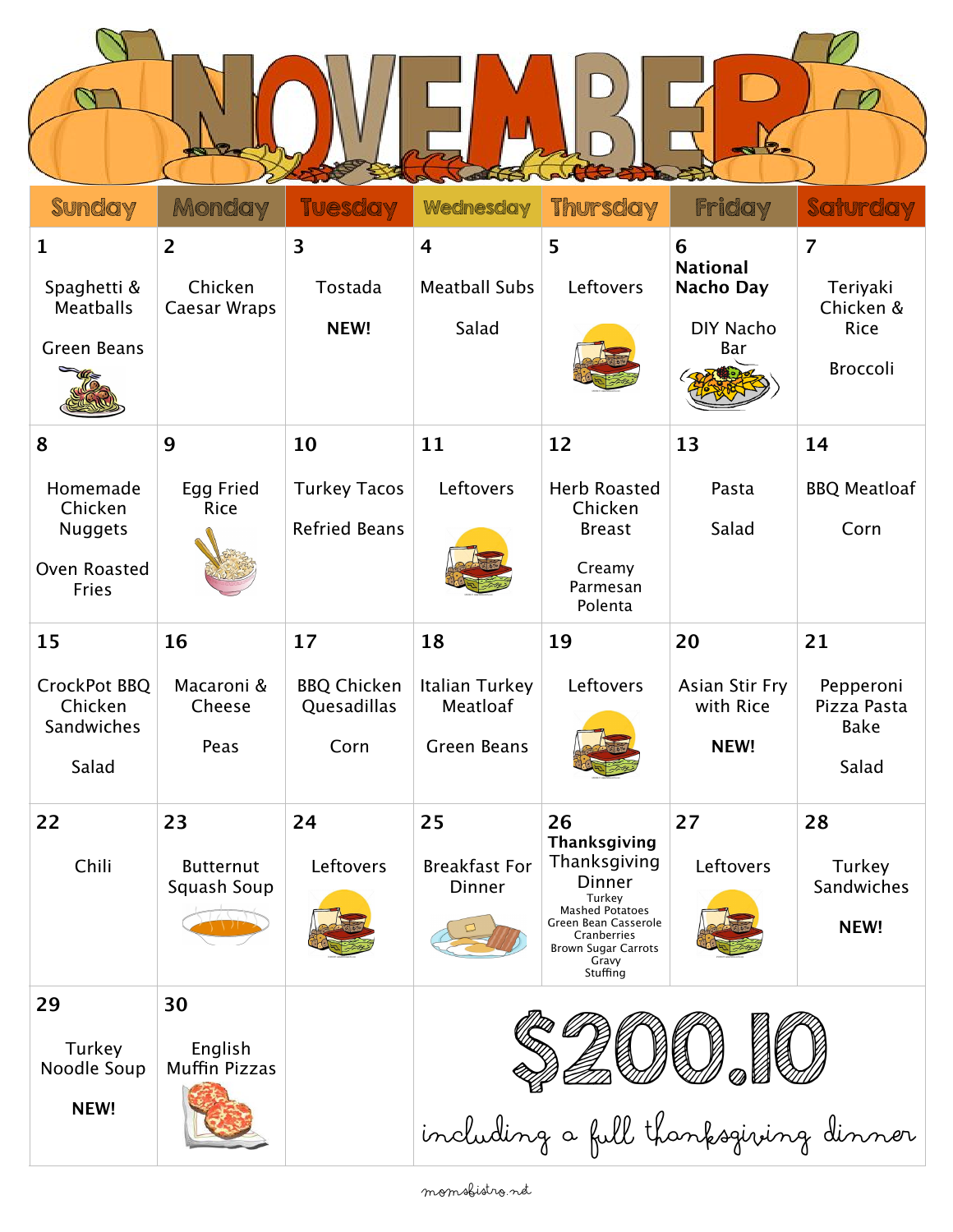# NOVEMBER

| Sunday | Monday | Tuesday | Wednesday | Thursday | Friday | Saturday |
|---|---|---|---|---|---|---|
| 1<br>Spaghetti & Meatballs<br>Green Beans | 2<br>Chicken Caesar Wraps | 3<br>Tostada<br>**NEW!** | 4<br>Meatball Subs<br>Salad | 5<br>Leftovers | 6<br>**National Nacho Day**<br>DIY Nacho Bar | 7<br>Teriyaki Chicken & Rice<br>Broccoli |
| 8<br>Homemade Chicken Nuggets<br>Oven Roasted Fries | 9<br>Egg Fried Rice | 10<br>Turkey Tacos<br>Refried Beans | 11<br>Leftovers | 12<br>Herb Roasted Chicken Breast<br>Creamy Parmesan Polenta | 13<br>Pasta<br>Salad | 14<br>BBQ Meatloaf<br>Corn |
| 15<br>CrockPot BBQ Chicken Sandwiches<br>Salad | 16<br>Macaroni & Cheese<br>Peas | 17<br>BBQ Chicken Quesadillas<br>Corn | 18<br>Italian Turkey Meatloaf<br>Green Beans | 19<br>Leftovers | 20<br>Asian Stir Fry with Rice<br>**NEW!** | 21<br>Pepperoni Pizza Pasta Bake<br>Salad |
| 22<br>Chili | 23<br>Butternut Squash Soup | 24<br>Leftovers | 25<br>Breakfast For Dinner | 26<br>**Thanksgiving**<br>Thanksgiving Dinner<br>Turkey<br>Mashed Potatoes<br>Green Bean Casserole<br>Cranberries<br>Brown Sugar Carrots<br>Gravy<br>Stuffing | 27<br>Leftovers | 28<br>Turkey Sandwiches<br>**NEW!** |
| 29<br>Turkey Noodle Soup<br>**NEW!** | 30<br>English Muffin Pizzas | | | | | |

**$200.10**

*including a full thanksgiving dinner*

momsbistro.net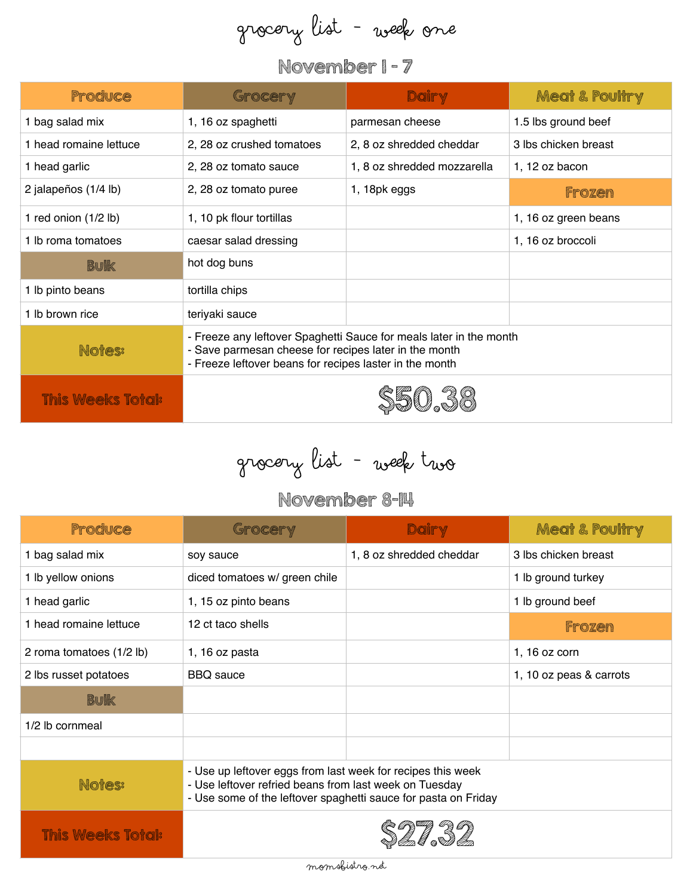# grocery list - week one

## November 1 - 7

| Produce | Grocery | Dairy | Meat & Poultry |
| --- | --- | --- | --- |
| 1 bag salad mix | 1, 16 oz spaghetti | parmesan cheese | 1.5 lbs ground beef |
| 1 head romaine lettuce | 2, 28 oz crushed tomatoes | 2, 8 oz shredded cheddar | 3 lbs chicken breast |
| 1 head garlic | 2, 28 oz tomato sauce | 1, 8 oz shredded mozzarella | 1, 12 oz bacon |
| 2 jalapeños (1/4 lb) | 2, 28 oz tomato puree | 1, 18pk eggs | **Frozen** |
| 1 red onion (1/2 lb) | 1, 10 pk flour tortillas | | 1, 16 oz green beans |
| 1 lb roma tomatoes | caesar salad dressing | | 1, 16 oz broccoli |
| **Bulk** | hot dog buns | | |
| 1 lb pinto beans | tortilla chips | | |
| 1 lb brown rice | teriyaki sauce | | |

**Notes:**
- Freeze any leftover Spaghetti Sauce for meals later in the month
- Save parmesan cheese for recipes later in the month
- Freeze leftover beans for recipes laster in the month

**This Weeks Total:** $50.38

# grocery list - week two

## November 8-14

| Produce | Grocery | Dairy | Meat & Poultry |
| --- | --- | --- | --- |
| 1 bag salad mix | soy sauce | 1, 8 oz shredded cheddar | 3 lbs chicken breast |
| 1 lb yellow onions | diced tomatoes w/ green chile | | 1 lb ground turkey |
| 1 head garlic | 1, 15 oz pinto beans | | 1 lb ground beef |
| 1 head romaine lettuce | 12 ct taco shells | | **Frozen** |
| 2 roma tomatoes (1/2 lb) | 1, 16 oz pasta | | 1, 16 oz corn |
| 2 lbs russet potatoes | BBQ sauce | | 1, 10 oz peas & carrots |
| **Bulk** | | | |
| 1/2 lb cornmeal | | | |

**Notes:**
- Use up leftover eggs from last week for recipes this week
- Use leftover refried beans from last week on Tuesday
- Use some of the leftover spaghetti sauce for pasta on Friday

**This Weeks Total:** $27.32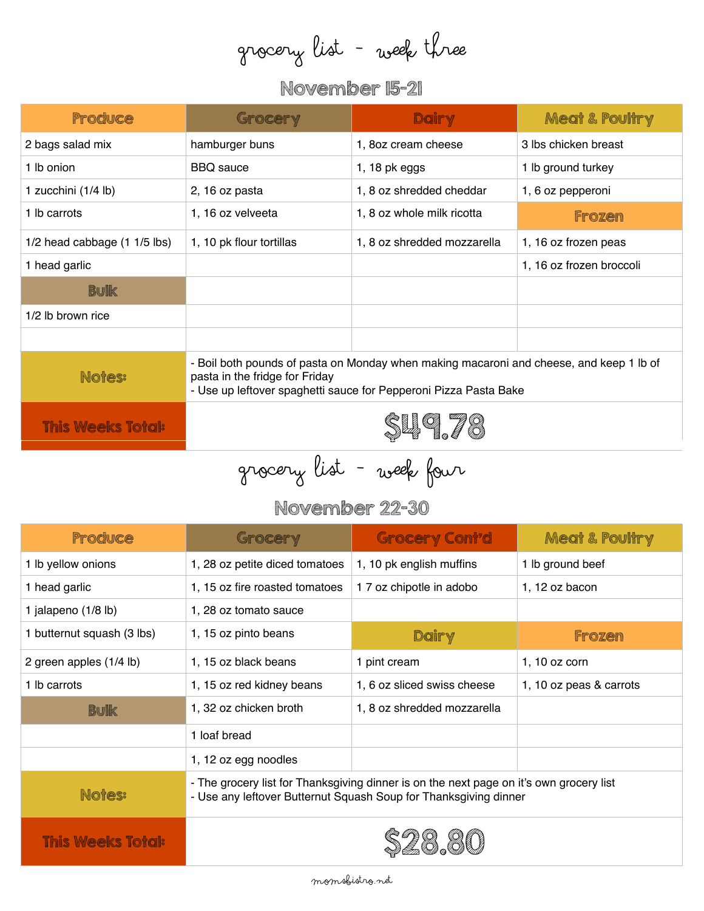# grocery list - week three

## November 15-21

| Produce | Grocery | Dairy | Meat & Poultry |
| --- | --- | --- | --- |
| 2 bags salad mix | hamburger buns | 1, 8oz cream cheese | 3 lbs chicken breast |
| 1 lb onion | BBQ sauce | 1, 18 pk eggs | 1 lb ground turkey |
| 1 zucchini (1/4 lb) | 2, 16 oz pasta | 1, 8 oz shredded cheddar | 1, 6 oz pepperoni |
| 1 lb carrots | 1, 16 oz velveeta | 1, 8 oz whole milk ricotta | **Frozen** |
| 1/2 head cabbage (1 1/5 lbs) | 1, 10 pk flour tortillas | 1, 8 oz shredded mozzarella | 1, 16 oz frozen peas |
| 1 head garlic | | | 1, 16 oz frozen broccoli |
| **Bulk** | | | |
| 1/2 lb brown rice | | | |
| | | | |

**Notes:**
- Boil both pounds of pasta on Monday when making macaroni and cheese, and keep 1 lb of pasta in the fridge for Friday
- Use up leftover spaghetti sauce for Pepperoni Pizza Pasta Bake

**This Weeks Total:** $49.78

# grocery list - week four

## November 22-30

| Produce | Grocery | Grocery Cont'd | Meat & Poultry |
| --- | --- | --- | --- |
| 1 lb yellow onions | 1, 28 oz petite diced tomatoes | 1, 10 pk english muffins | 1 lb ground beef |
| 1 head garlic | 1, 15 oz fire roasted tomatoes | 1 7 oz chipotle in adobo | 1, 12 oz bacon |
| 1 jalapeno (1/8 lb) | 1, 28 oz tomato sauce | | |
| 1 butternut squash (3 lbs) | 1, 15 oz pinto beans | **Dairy** | **Frozen** |
| 2 green apples (1/4 lb) | 1, 15 oz black beans | 1 pint cream | 1, 10 oz corn |
| 1 lb carrots | 1, 15 oz red kidney beans | 1, 6 oz sliced swiss cheese | 1, 10 oz peas & carrots |
| **Bulk** | 1, 32 oz chicken broth | 1, 8 oz shredded mozzarella | |
| | 1 loaf bread | | |
| | 1, 12 oz egg noodles | | |

**Notes:**
- The grocery list for Thanksgiving dinner is on the next page on it's own grocery list
- Use any leftover Butternut Squash Soup for Thanksgiving dinner

**This Weeks Total:** $28.80

momsbistro.net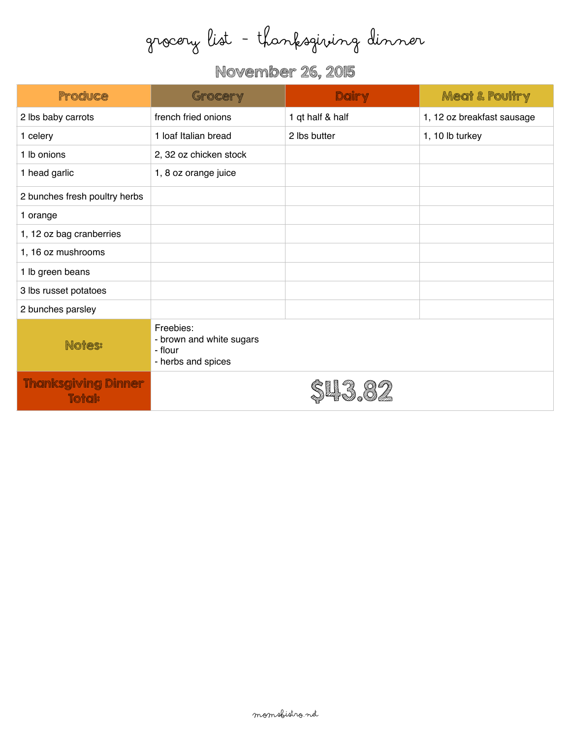# grocery list - thanksgiving dinner

## November 26, 2015

| Produce | Grocery | Dairy | Meat & Poultry |
|---|---|---|---|
| 2 lbs baby carrots | french fried onions | 1 qt half & half | 1, 12 oz breakfast sausage |
| 1 celery | 1 loaf Italian bread | 2 lbs butter | 1, 10 lb turkey |
| 1 lb onions | 2, 32 oz chicken stock | | |
| 1 head garlic | 1, 8 oz orange juice | | |
| 2 bunches fresh poultry herbs | | | |
| 1 orange | | | |
| 1, 12 oz bag cranberries | | | |
| 1, 16 oz mushrooms | | | |
| 1 lb green beans | | | |
| 3 lbs russet potatoes | | | |
| 2 bunches parsley | | | |
| **Notes:** | Freebies:<br>- brown and white sugars<br>- flour<br>- herbs and spices | | |
| **Thanksgiving Dinner Total:** | **$43.82** | | |

momsbistro.net